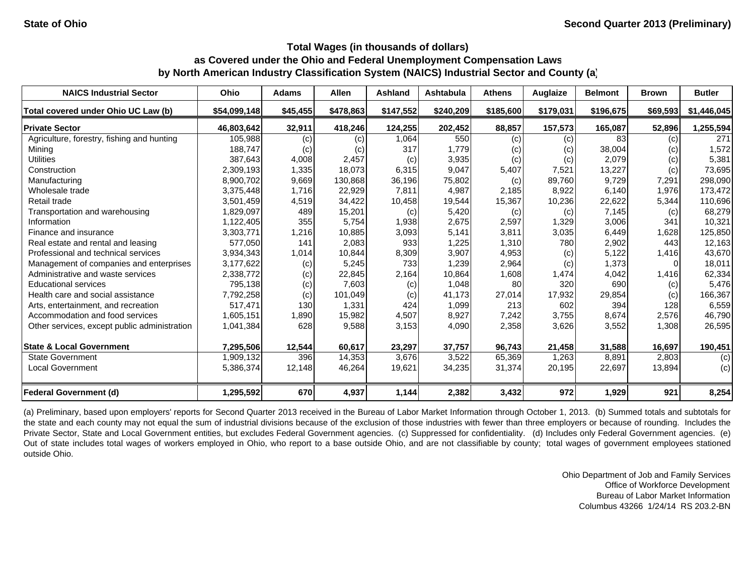State of Ohio

Second Quarter 2013 (Preliminary)

## Total Wages (in thousands of dollars) as Covered under the Ohio and Federal Unemployment Compensation Laws by North American Industry Classification System (NAICS) Industrial Sector and County (a)

| NAICS Industrial Sector | Ohio | Adams | Allen | Ashland | Ashtabula | Athens | Auglaize | Belmont | Brown | Butler |
|---|---|---|---|---|---|---|---|---|---|---|
| **Total covered under Ohio UC Law (b)** | **$54,099,148** | **$45,455** | **$478,863** | **$147,552** | **$240,209** | **$185,600** | **$179,031** | **$196,675** | **$69,593** | **$1,446,045** |
| **Private Sector** | **46,803,642** | **32,911** | **418,246** | **124,255** | **202,452** | **88,857** | **157,573** | **165,087** | **52,896** | **1,255,594** |
| Agriculture, forestry, fishing and hunting | 105,988 | (c) | (c) | 1,064 | 550 | (c) | (c) | 83 | (c) | 271 |
| Mining | 188,747 | (c) | (c) | 317 | 1,779 | (c) | (c) | 38,004 | (c) | 1,572 |
| Utilities | 387,643 | 4,008 | 2,457 | (c) | 3,935 | (c) | (c) | 2,079 | (c) | 5,381 |
| Construction | 2,309,193 | 1,335 | 18,073 | 6,315 | 9,047 | 5,407 | 7,521 | 13,227 | (c) | 73,695 |
| Manufacturing | 8,900,702 | 9,669 | 130,868 | 36,196 | 75,802 | (c) | 89,760 | 9,729 | 7,291 | 298,090 |
| Wholesale trade | 3,375,448 | 1,716 | 22,929 | 7,811 | 4,987 | 2,185 | 8,922 | 6,140 | 1,976 | 173,472 |
| Retail trade | 3,501,459 | 4,519 | 34,422 | 10,458 | 19,544 | 15,367 | 10,236 | 22,622 | 5,344 | 110,696 |
| Transportation and warehousing | 1,829,097 | 489 | 15,201 | (c) | 5,420 | (c) | (c) | 7,145 | (c) | 68,279 |
| Information | 1,122,405 | 355 | 5,754 | 1,938 | 2,675 | 2,597 | 1,329 | 3,006 | 341 | 10,321 |
| Finance and insurance | 3,303,771 | 1,216 | 10,885 | 3,093 | 5,141 | 3,811 | 3,035 | 6,449 | 1,628 | 125,850 |
| Real estate and rental and leasing | 577,050 | 141 | 2,083 | 933 | 1,225 | 1,310 | 780 | 2,902 | 443 | 12,163 |
| Professional and technical services | 3,934,343 | 1,014 | 10,844 | 8,309 | 3,907 | 4,953 | (c) | 5,122 | 1,416 | 43,670 |
| Management of companies and enterprises | 3,177,622 | (c) | 5,245 | 733 | 1,239 | 2,964 | (c) | 1,373 | 0 | 18,011 |
| Administrative and waste services | 2,338,772 | (c) | 22,845 | 2,164 | 10,864 | 1,608 | 1,474 | 4,042 | 1,416 | 62,334 |
| Educational services | 795,138 | (c) | 7,603 | (c) | 1,048 | 80 | 320 | 690 | (c) | 5,476 |
| Health care and social assistance | 7,792,258 | (c) | 101,049 | (c) | 41,173 | 27,014 | 17,932 | 29,854 | (c) | 166,367 |
| Arts, entertainment, and recreation | 517,471 | 130 | 1,331 | 424 | 1,099 | 213 | 602 | 394 | 128 | 6,559 |
| Accommodation and food services | 1,605,151 | 1,890 | 15,982 | 4,507 | 8,927 | 7,242 | 3,755 | 8,674 | 2,576 | 46,790 |
| Other services, except public administration | 1,041,384 | 628 | 9,588 | 3,153 | 4,090 | 2,358 | 3,626 | 3,552 | 1,308 | 26,595 |
| **State & Local Government** | **7,295,506** | **12,544** | **60,617** | **23,297** | **37,757** | **96,743** | **21,458** | **31,588** | **16,697** | **190,451** |
| State Government | 1,909,132 | 396 | 14,353 | 3,676 | 3,522 | 65,369 | 1,263 | 8,891 | 2,803 | (c) |
| Local Government | 5,386,374 | 12,148 | 46,264 | 19,621 | 34,235 | 31,374 | 20,195 | 22,697 | 13,894 | (c) |
| **Federal Government (d)** | **1,295,592** | **670** | **4,937** | **1,144** | **2,382** | **3,432** | **972** | **1,929** | **921** | **8,254** |

(a) Preliminary, based upon employers' reports for Second Quarter 2013 received in the Bureau of Labor Market Information through October 1, 2013. (b) Summed totals and subtotals for the state and each county may not equal the sum of industrial divisions because of the exclusion of those industries with fewer than three employers or because of rounding. Includes the Private Sector, State and Local Government entities, but excludes Federal Government agencies. (c) Suppressed for confidentiality. (d) Includes only Federal Government agencies. (e) Out of state includes total wages of workers employed in Ohio, who report to a base outside Ohio, and are not classifiable by county; total wages of government employees stationed outside Ohio.

Ohio Department of Job and Family Services
Office of Workforce Development
Bureau of Labor Market Information
Columbus 43266 1/24/14 RS 203.2-BN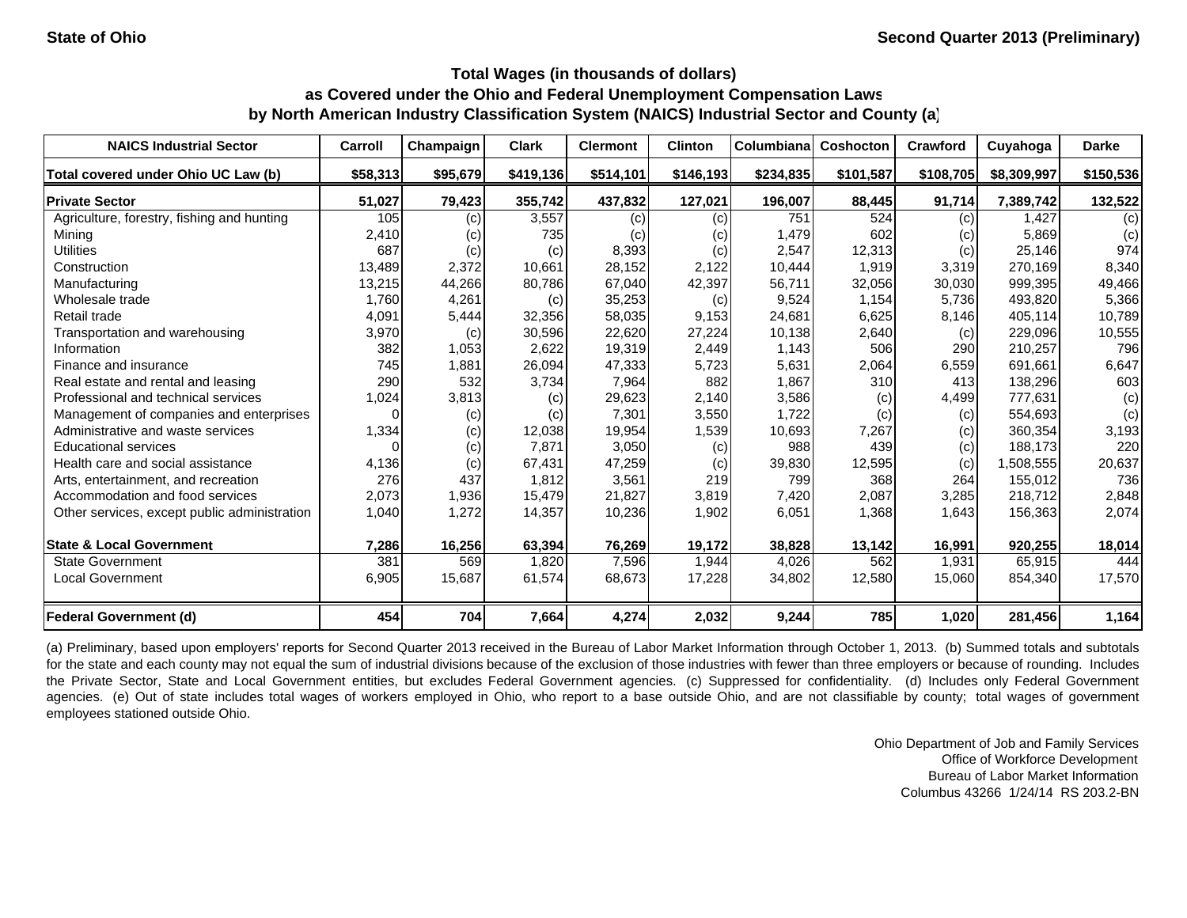State of Ohio — Second Quarter 2013 (Preliminary)

### Total Wages (in thousands of dollars) as Covered under the Ohio and Federal Unemployment Compensation Laws by North American Industry Classification System (NAICS) Industrial Sector and County (a)

| NAICS Industrial Sector | Carroll | Champaign | Clark | Clermont | Clinton | Columbiana | Coshocton | Crawford | Cuyahoga | Darke |
|---|---|---|---|---|---|---|---|---|---|---|
| **Total covered under Ohio UC Law (b)** | **$58,313** | **$95,679** | **$419,136** | **$514,101** | **$146,193** | **$234,835** | **$101,587** | **$108,705** | **$8,309,997** | **$150,536** |
| **Private Sector** | **51,027** | **79,423** | **355,742** | **437,832** | **127,021** | **196,007** | **88,445** | **91,714** | **7,389,742** | **132,522** |
| Agriculture, forestry, fishing and hunting | 105 | (c) | 3,557 | (c) | (c) | 751 | 524 | (c) | 1,427 | (c) |
| Mining | 2,410 | (c) | 735 | (c) | (c) | 1,479 | 602 | (c) | 5,869 | (c) |
| Utilities | 687 | (c) | (c) | 8,393 | (c) | 2,547 | 12,313 | (c) | 25,146 | 974 |
| Construction | 13,489 | 2,372 | 10,661 | 28,152 | 2,122 | 10,444 | 1,919 | 3,319 | 270,169 | 8,340 |
| Manufacturing | 13,215 | 44,266 | 80,786 | 67,040 | 42,397 | 56,711 | 32,056 | 30,030 | 999,395 | 49,466 |
| Wholesale trade | 1,760 | 4,261 | (c) | 35,253 | (c) | 9,524 | 1,154 | 5,736 | 493,820 | 5,366 |
| Retail trade | 4,091 | 5,444 | 32,356 | 58,035 | 9,153 | 24,681 | 6,625 | 8,146 | 405,114 | 10,789 |
| Transportation and warehousing | 3,970 | (c) | 30,596 | 22,620 | 27,224 | 10,138 | 2,640 | (c) | 229,096 | 10,555 |
| Information | 382 | 1,053 | 2,622 | 19,319 | 2,449 | 1,143 | 506 | 290 | 210,257 | 796 |
| Finance and insurance | 745 | 1,881 | 26,094 | 47,333 | 5,723 | 5,631 | 2,064 | 6,559 | 691,661 | 6,647 |
| Real estate and rental and leasing | 290 | 532 | 3,734 | 7,964 | 882 | 1,867 | 310 | 413 | 138,296 | 603 |
| Professional and technical services | 1,024 | 3,813 | (c) | 29,623 | 2,140 | 3,586 | (c) | 4,499 | 777,631 | (c) |
| Management of companies and enterprises | 0 | (c) | (c) | 7,301 | 3,550 | 1,722 | (c) | (c) | 554,693 | (c) |
| Administrative and waste services | 1,334 | (c) | 12,038 | 19,954 | 1,539 | 10,693 | 7,267 | (c) | 360,354 | 3,193 |
| Educational services | 0 | (c) | 7,871 | 3,050 | (c) | 988 | 439 | (c) | 188,173 | 220 |
| Health care and social assistance | 4,136 | (c) | 67,431 | 47,259 | (c) | 39,830 | 12,595 | (c) | 1,508,555 | 20,637 |
| Arts, entertainment, and recreation | 276 | 437 | 1,812 | 3,561 | 219 | 799 | 368 | 264 | 155,012 | 736 |
| Accommodation and food services | 2,073 | 1,936 | 15,479 | 21,827 | 3,819 | 7,420 | 2,087 | 3,285 | 218,712 | 2,848 |
| Other services, except public administration | 1,040 | 1,272 | 14,357 | 10,236 | 1,902 | 6,051 | 1,368 | 1,643 | 156,363 | 2,074 |
| **State & Local Government** | **7,286** | **16,256** | **63,394** | **76,269** | **19,172** | **38,828** | **13,142** | **16,991** | **920,255** | **18,014** |
| State Government | 381 | 569 | 1,820 | 7,596 | 1,944 | 4,026 | 562 | 1,931 | 65,915 | 444 |
| Local Government | 6,905 | 15,687 | 61,574 | 68,673 | 17,228 | 34,802 | 12,580 | 15,060 | 854,340 | 17,570 |
| **Federal Government (d)** | **454** | **704** | **7,664** | **4,274** | **2,032** | **9,244** | **785** | **1,020** | **281,456** | **1,164** |

(a) Preliminary, based upon employers' reports for Second Quarter 2013 received in the Bureau of Labor Market Information through October 1, 2013. (b) Summed totals and subtotals for the state and each county may not equal the sum of industrial divisions because of the exclusion of those industries with fewer than three employers or because of rounding. Includes the Private Sector, State and Local Government entities, but excludes Federal Government agencies. (c) Suppressed for confidentiality. (d) Includes only Federal Government agencies. (e) Out of state includes total wages of workers employed in Ohio, who report to a base outside Ohio, and are not classifiable by county; total wages of government employees stationed outside Ohio.

Ohio Department of Job and Family Services
Office of Workforce Development
Bureau of Labor Market Information
Columbus 43266 1/24/14 RS 203.2-BN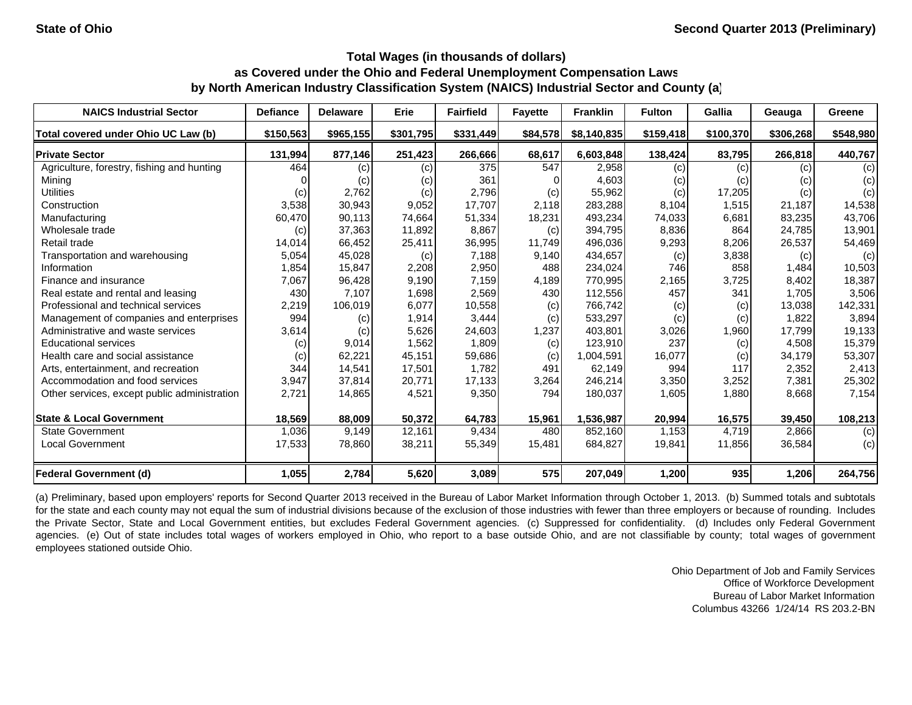State of Ohio | Second Quarter 2013 (Preliminary)

## Total Wages (in thousands of dollars) as Covered under the Ohio and Federal Unemployment Compensation Laws by North American Industry Classification System (NAICS) Industrial Sector and County (a)

| NAICS Industrial Sector | Defiance | Delaware | Erie | Fairfield | Fayette | Franklin | Fulton | Gallia | Geauga | Greene |
|---|---|---|---|---|---|---|---|---|---|---|
| **Total covered under Ohio UC Law (b)** | **$150,563** | **$965,155** | **$301,795** | **$331,449** | **$84,578** | **$8,140,835** | **$159,418** | **$100,370** | **$306,268** | **$548,980** |
| **Private Sector** | **131,994** | **877,146** | **251,423** | **266,666** | **68,617** | **6,603,848** | **138,424** | **83,795** | **266,818** | **440,767** |
| Agriculture, forestry, fishing and hunting | 464 | (c) | (c) | 375 | 547 | 2,958 | (c) | (c) | (c) | (c) |
| Mining | 0 | (c) | (c) | 361 | 0 | 4,603 | (c) | (c) | (c) | (c) |
| Utilities | (c) | 2,762 | (c) | 2,796 | (c) | 55,962 | (c) | 17,205 | (c) | (c) |
| Construction | 3,538 | 30,943 | 9,052 | 17,707 | 2,118 | 283,288 | 8,104 | 1,515 | 21,187 | 14,538 |
| Manufacturing | 60,470 | 90,113 | 74,664 | 51,334 | 18,231 | 493,234 | 74,033 | 6,681 | 83,235 | 43,706 |
| Wholesale trade | (c) | 37,363 | 11,892 | 8,867 | (c) | 394,795 | 8,836 | 864 | 24,785 | 13,901 |
| Retail trade | 14,014 | 66,452 | 25,411 | 36,995 | 11,749 | 496,036 | 9,293 | 8,206 | 26,537 | 54,469 |
| Transportation and warehousing | 5,054 | 45,028 | (c) | 7,188 | 9,140 | 434,657 | (c) | 3,838 | (c) | (c) |
| Information | 1,854 | 15,847 | 2,208 | 2,950 | 488 | 234,024 | 746 | 858 | 1,484 | 10,503 |
| Finance and insurance | 7,067 | 96,428 | 9,190 | 7,159 | 4,189 | 770,995 | 2,165 | 3,725 | 8,402 | 18,387 |
| Real estate and rental and leasing | 430 | 7,107 | 1,698 | 2,569 | 430 | 112,556 | 457 | 341 | 1,705 | 3,506 |
| Professional and technical services | 2,219 | 106,019 | 6,077 | 10,558 | (c) | 766,742 | (c) | (c) | 13,038 | 142,331 |
| Management of companies and enterprises | 994 | (c) | 1,914 | 3,444 | (c) | 533,297 | (c) | (c) | 1,822 | 3,894 |
| Administrative and waste services | 3,614 | (c) | 5,626 | 24,603 | 1,237 | 403,801 | 3,026 | 1,960 | 17,799 | 19,133 |
| Educational services | (c) | 9,014 | 1,562 | 1,809 | (c) | 123,910 | 237 | (c) | 4,508 | 15,379 |
| Health care and social assistance | (c) | 62,221 | 45,151 | 59,686 | (c) | 1,004,591 | 16,077 | (c) | 34,179 | 53,307 |
| Arts, entertainment, and recreation | 344 | 14,541 | 17,501 | 1,782 | 491 | 62,149 | 994 | 117 | 2,352 | 2,413 |
| Accommodation and food services | 3,947 | 37,814 | 20,771 | 17,133 | 3,264 | 246,214 | 3,350 | 3,252 | 7,381 | 25,302 |
| Other services, except public administration | 2,721 | 14,865 | 4,521 | 9,350 | 794 | 180,037 | 1,605 | 1,880 | 8,668 | 7,154 |
| **State & Local Government** | **18,569** | **88,009** | **50,372** | **64,783** | **15,961** | **1,536,987** | **20,994** | **16,575** | **39,450** | **108,213** |
| State Government | 1,036 | 9,149 | 12,161 | 9,434 | 480 | 852,160 | 1,153 | 4,719 | 2,866 | (c) |
| Local Government | 17,533 | 78,860 | 38,211 | 55,349 | 15,481 | 684,827 | 19,841 | 11,856 | 36,584 | (c) |
| **Federal Government (d)** | **1,055** | **2,784** | **5,620** | **3,089** | **575** | **207,049** | **1,200** | **935** | **1,206** | **264,756** |

(a) Preliminary, based upon employers' reports for Second Quarter 2013 received in the Bureau of Labor Market Information through October 1, 2013. (b) Summed totals and subtotals for the state and each county may not equal the sum of industrial divisions because of the exclusion of those industries with fewer than three employers or because of rounding. Includes the Private Sector, State and Local Government entities, but excludes Federal Government agencies. (c) Suppressed for confidentiality. (d) Includes only Federal Government agencies. (e) Out of state includes total wages of workers employed in Ohio, who report to a base outside Ohio, and are not classifiable by county; total wages of government employees stationed outside Ohio.

Ohio Department of Job and Family Services
Office of Workforce Development
Bureau of Labor Market Information
Columbus 43266 1/24/14 RS 203.2-BN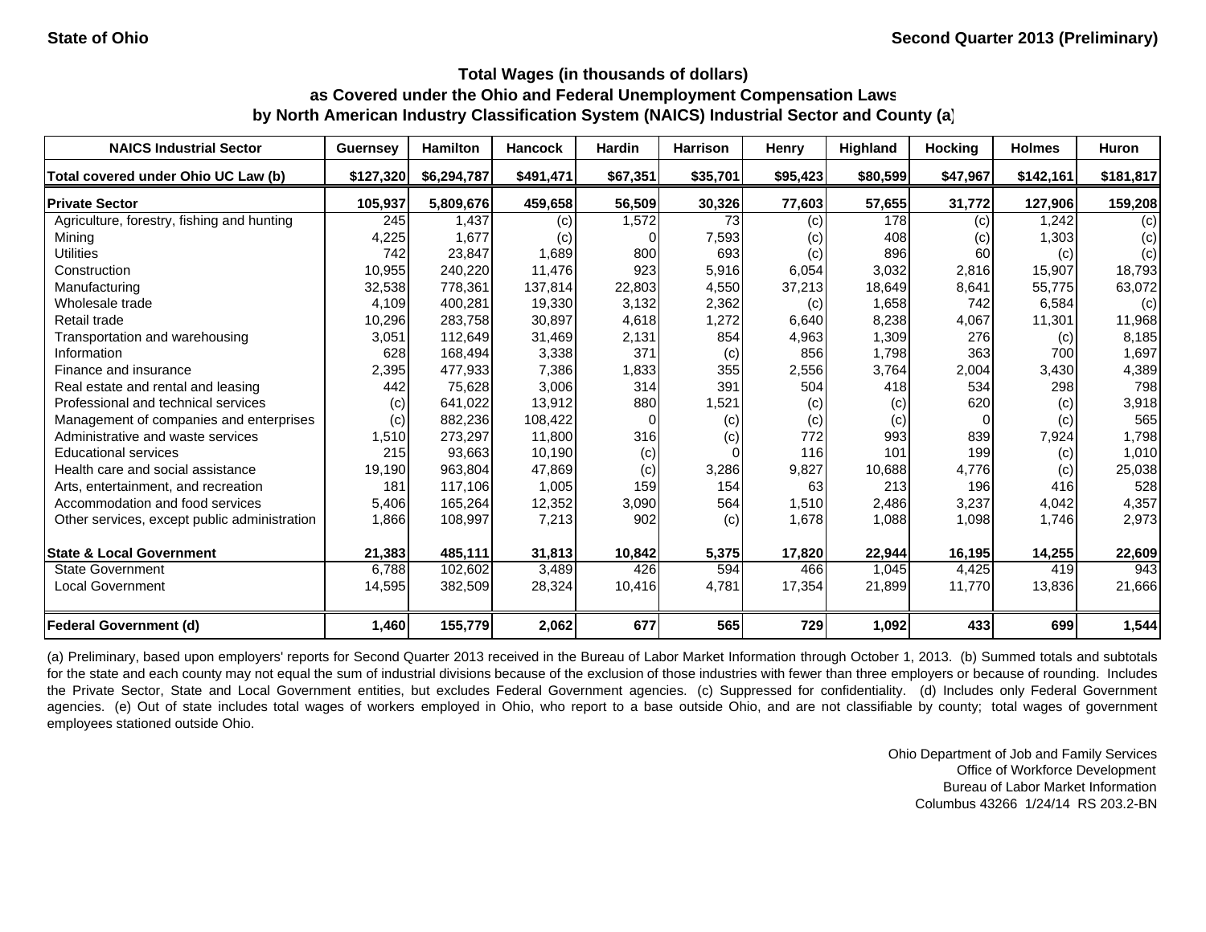State of Ohio | Second Quarter 2013 (Preliminary)

### Total Wages (in thousands of dollars) as Covered under the Ohio and Federal Unemployment Compensation Laws by North American Industry Classification System (NAICS) Industrial Sector and County (a)

| NAICS Industrial Sector | Guernsey | Hamilton | Hancock | Hardin | Harrison | Henry | Highland | Hocking | Holmes | Huron |
|---|---|---|---|---|---|---|---|---|---|---|
| **Total covered under Ohio UC Law (b)** | **$127,320** | **$6,294,787** | **$491,471** | **$67,351** | **$35,701** | **$95,423** | **$80,599** | **$47,967** | **$142,161** | **$181,817** |
| **Private Sector** | **105,937** | **5,809,676** | **459,658** | **56,509** | **30,326** | **77,603** | **57,655** | **31,772** | **127,906** | **159,208** |
| Agriculture, forestry, fishing and hunting | 245 | 1,437 | (c) | 1,572 | 73 | (c) | 178 | (c) | 1,242 | (c) |
| Mining | 4,225 | 1,677 | (c) | 0 | 7,593 | (c) | 408 | (c) | 1,303 | (c) |
| Utilities | 742 | 23,847 | 1,689 | 800 | 693 | (c) | 896 | 60 | (c) | (c) |
| Construction | 10,955 | 240,220 | 11,476 | 923 | 5,916 | 6,054 | 3,032 | 2,816 | 15,907 | 18,793 |
| Manufacturing | 32,538 | 778,361 | 137,814 | 22,803 | 4,550 | 37,213 | 18,649 | 8,641 | 55,775 | 63,072 |
| Wholesale trade | 4,109 | 400,281 | 19,330 | 3,132 | 2,362 | (c) | 1,658 | 742 | 6,584 | (c) |
| Retail trade | 10,296 | 283,758 | 30,897 | 4,618 | 1,272 | 6,640 | 8,238 | 4,067 | 11,301 | 11,968 |
| Transportation and warehousing | 3,051 | 112,649 | 31,469 | 2,131 | 854 | 4,963 | 1,309 | 276 | (c) | 8,185 |
| Information | 628 | 168,494 | 3,338 | 371 | (c) | 856 | 1,798 | 363 | 700 | 1,697 |
| Finance and insurance | 2,395 | 477,933 | 7,386 | 1,833 | 355 | 2,556 | 3,764 | 2,004 | 3,430 | 4,389 |
| Real estate and rental and leasing | 442 | 75,628 | 3,006 | 314 | 391 | 504 | 418 | 534 | 298 | 798 |
| Professional and technical services | (c) | 641,022 | 13,912 | 880 | 1,521 | (c) | (c) | 620 | (c) | 3,918 |
| Management of companies and enterprises | (c) | 882,236 | 108,422 | 0 | (c) | (c) | (c) | 0 | (c) | 565 |
| Administrative and waste services | 1,510 | 273,297 | 11,800 | 316 | (c) | 772 | 993 | 839 | 7,924 | 1,798 |
| Educational services | 215 | 93,663 | 10,190 | (c) | 0 | 116 | 101 | 199 | (c) | 1,010 |
| Health care and social assistance | 19,190 | 963,804 | 47,869 | (c) | 3,286 | 9,827 | 10,688 | 4,776 | (c) | 25,038 |
| Arts, entertainment, and recreation | 181 | 117,106 | 1,005 | 159 | 154 | 63 | 213 | 196 | 416 | 528 |
| Accommodation and food services | 5,406 | 165,264 | 12,352 | 3,090 | 564 | 1,510 | 2,486 | 3,237 | 4,042 | 4,357 |
| Other services, except public administration | 1,866 | 108,997 | 7,213 | 902 | (c) | 1,678 | 1,088 | 1,098 | 1,746 | 2,973 |
| **State & Local Government** | **21,383** | **485,111** | **31,813** | **10,842** | **5,375** | **17,820** | **22,944** | **16,195** | **14,255** | **22,609** |
| State Government | 6,788 | 102,602 | 3,489 | 426 | 594 | 466 | 1,045 | 4,425 | 419 | 943 |
| Local Government | 14,595 | 382,509 | 28,324 | 10,416 | 4,781 | 17,354 | 21,899 | 11,770 | 13,836 | 21,666 |
| **Federal Government (d)** | **1,460** | **155,779** | **2,062** | **677** | **565** | **729** | **1,092** | **433** | **699** | **1,544** |

(a) Preliminary, based upon employers' reports for Second Quarter 2013 received in the Bureau of Labor Market Information through October 1, 2013. (b) Summed totals and subtotals for the state and each county may not equal the sum of industrial divisions because of the exclusion of those industries with fewer than three employers or because of rounding. Includes the Private Sector, State and Local Government entities, but excludes Federal Government agencies. (c) Suppressed for confidentiality. (d) Includes only Federal Government agencies. (e) Out of state includes total wages of workers employed in Ohio, who report to a base outside Ohio, and are not classifiable by county; total wages of government employees stationed outside Ohio.

Ohio Department of Job and Family Services
Office of Workforce Development
Bureau of Labor Market Information
Columbus 43266 1/24/14 RS 203.2-BN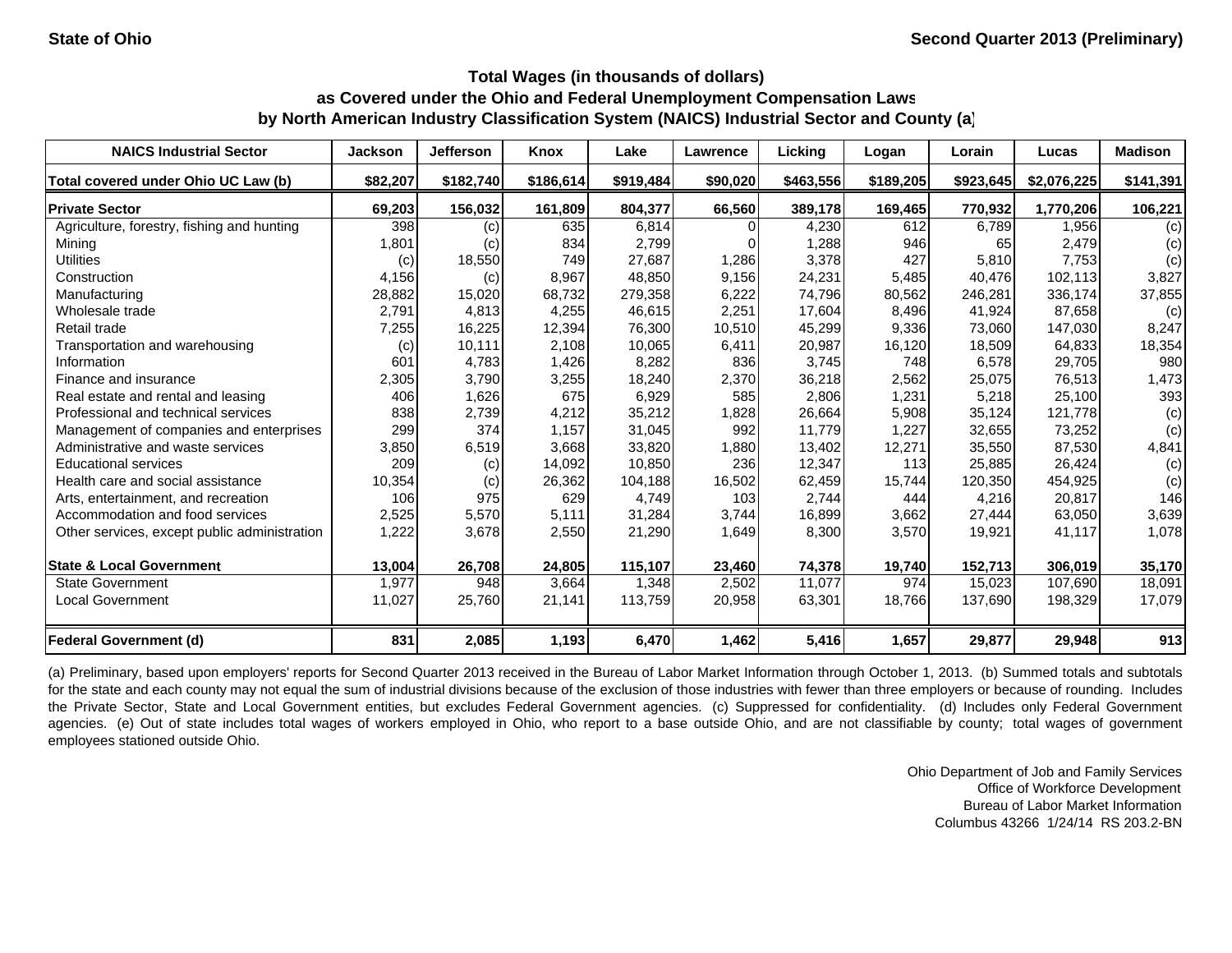State of Ohio | Second Quarter 2013 (Preliminary)

## Total Wages (in thousands of dollars)
## as Covered under the Ohio and Federal Unemployment Compensation Laws
## by North American Industry Classification System (NAICS) Industrial Sector and County (a)

| NAICS Industrial Sector | Jackson | Jefferson | Knox | Lake | Lawrence | Licking | Logan | Lorain | Lucas | Madison |
|---|---|---|---|---|---|---|---|---|---|---|
| **Total covered under Ohio UC Law (b)** | **$82,207** | **$182,740** | **$186,614** | **$919,484** | **$90,020** | **$463,556** | **$189,205** | **$923,645** | **$2,076,225** | **$141,391** |
| **Private Sector** | **69,203** | **156,032** | **161,809** | **804,377** | **66,560** | **389,178** | **169,465** | **770,932** | **1,770,206** | **106,221** |
| Agriculture, forestry, fishing and hunting | 398 | (c) | 635 | 6,814 | 0 | 4,230 | 612 | 6,789 | 1,956 | (c) |
| Mining | 1,801 | (c) | 834 | 2,799 | 0 | 1,288 | 946 | 65 | 2,479 | (c) |
| Utilities | (c) | 18,550 | 749 | 27,687 | 1,286 | 3,378 | 427 | 5,810 | 7,753 | (c) |
| Construction | 4,156 | (c) | 8,967 | 48,850 | 9,156 | 24,231 | 5,485 | 40,476 | 102,113 | 3,827 |
| Manufacturing | 28,882 | 15,020 | 68,732 | 279,358 | 6,222 | 74,796 | 80,562 | 246,281 | 336,174 | 37,855 |
| Wholesale trade | 2,791 | 4,813 | 4,255 | 46,615 | 2,251 | 17,604 | 8,496 | 41,924 | 87,658 | (c) |
| Retail trade | 7,255 | 16,225 | 12,394 | 76,300 | 10,510 | 45,299 | 9,336 | 73,060 | 147,030 | 8,247 |
| Transportation and warehousing | (c) | 10,111 | 2,108 | 10,065 | 6,411 | 20,987 | 16,120 | 18,509 | 64,833 | 18,354 |
| Information | 601 | 4,783 | 1,426 | 8,282 | 836 | 3,745 | 748 | 6,578 | 29,705 | 980 |
| Finance and insurance | 2,305 | 3,790 | 3,255 | 18,240 | 2,370 | 36,218 | 2,562 | 25,075 | 76,513 | 1,473 |
| Real estate and rental and leasing | 406 | 1,626 | 675 | 6,929 | 585 | 2,806 | 1,231 | 5,218 | 25,100 | 393 |
| Professional and technical services | 838 | 2,739 | 4,212 | 35,212 | 1,828 | 26,664 | 5,908 | 35,124 | 121,778 | (c) |
| Management of companies and enterprises | 299 | 374 | 1,157 | 31,045 | 992 | 11,779 | 1,227 | 32,655 | 73,252 | (c) |
| Administrative and waste services | 3,850 | 6,519 | 3,668 | 33,820 | 1,880 | 13,402 | 12,271 | 35,550 | 87,530 | 4,841 |
| Educational services | 209 | (c) | 14,092 | 10,850 | 236 | 12,347 | 113 | 25,885 | 26,424 | (c) |
| Health care and social assistance | 10,354 | (c) | 26,362 | 104,188 | 16,502 | 62,459 | 15,744 | 120,350 | 454,925 | (c) |
| Arts, entertainment, and recreation | 106 | 975 | 629 | 4,749 | 103 | 2,744 | 444 | 4,216 | 20,817 | 146 |
| Accommodation and food services | 2,525 | 5,570 | 5,111 | 31,284 | 3,744 | 16,899 | 3,662 | 27,444 | 63,050 | 3,639 |
| Other services, except public administration | 1,222 | 3,678 | 2,550 | 21,290 | 1,649 | 8,300 | 3,570 | 19,921 | 41,117 | 1,078 |
| **State & Local Government** | **13,004** | **26,708** | **24,805** | **115,107** | **23,460** | **74,378** | **19,740** | **152,713** | **306,019** | **35,170** |
| State Government | 1,977 | 948 | 3,664 | 1,348 | 2,502 | 11,077 | 974 | 15,023 | 107,690 | 18,091 |
| Local Government | 11,027 | 25,760 | 21,141 | 113,759 | 20,958 | 63,301 | 18,766 | 137,690 | 198,329 | 17,079 |
| **Federal Government (d)** | **831** | **2,085** | **1,193** | **6,470** | **1,462** | **5,416** | **1,657** | **29,877** | **29,948** | **913** |

(a) Preliminary, based upon employers' reports for Second Quarter 2013 received in the Bureau of Labor Market Information through October 1, 2013. (b) Summed totals and subtotals for the state and each county may not equal the sum of industrial divisions because of the exclusion of those industries with fewer than three employers or because of rounding. Includes the Private Sector, State and Local Government entities, but excludes Federal Government agencies. (c) Suppressed for confidentiality. (d) Includes only Federal Government agencies. (e) Out of state includes total wages of workers employed in Ohio, who report to a base outside Ohio, and are not classifiable by county; total wages of government employees stationed outside Ohio.

Ohio Department of Job and Family Services
Office of Workforce Development
Bureau of Labor Market Information
Columbus 43266 1/24/14 RS 203.2-BN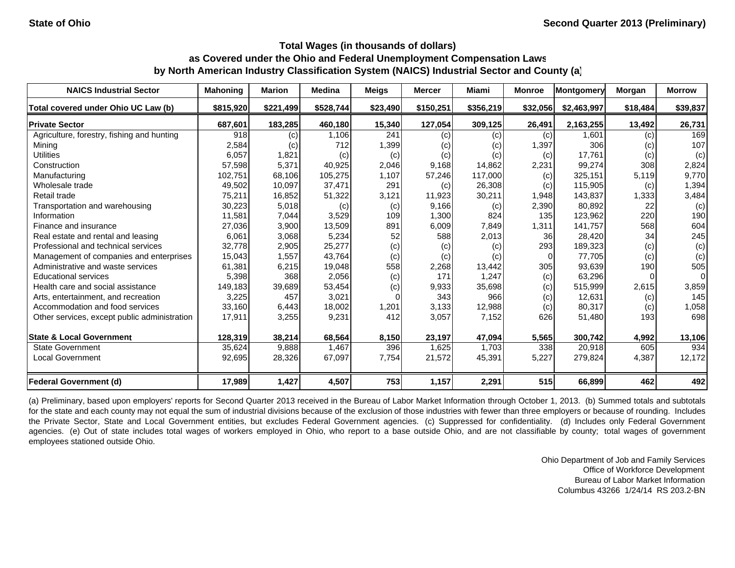State of Ohio | Second Quarter 2013 (Preliminary)

### Total Wages (in thousands of dollars) as Covered under the Ohio and Federal Unemployment Compensation Laws by North American Industry Classification System (NAICS) Industrial Sector and County (a)

| NAICS Industrial Sector | Mahoning | Marion | Medina | Meigs | Mercer | Miami | Monroe | Montgomery | Morgan | Morrow |
|---|---|---|---|---|---|---|---|---|---|---|
| Total covered under Ohio UC Law (b) | $815,920 | $221,499 | $528,744 | $23,490 | $150,251 | $356,219 | $32,056 | $2,463,997 | $18,484 | $39,837 |
| **Private Sector** | 687,601 | 183,285 | 460,180 | 15,340 | 127,054 | 309,125 | 26,491 | 2,163,255 | 13,492 | 26,731 |
| Agriculture, forestry, fishing and hunting | 918 | (c) | 1,106 | 241 | (c) | (c) | (c) | 1,601 | (c) | 169 |
| Mining | 2,584 | (c) | 712 | 1,399 | (c) | (c) | 1,397 | 306 | (c) | 107 |
| Utilities | 6,057 | 1,821 | (c) | (c) | (c) | (c) | (c) | 17,761 | (c) | (c) |
| Construction | 57,598 | 5,371 | 40,925 | 2,046 | 9,168 | 14,862 | 2,231 | 99,274 | 308 | 2,824 |
| Manufacturing | 102,751 | 68,106 | 105,275 | 1,107 | 57,246 | 117,000 | (c) | 325,151 | 5,119 | 9,770 |
| Wholesale trade | 49,502 | 10,097 | 37,471 | 291 | (c) | 26,308 | (c) | 115,905 | (c) | 1,394 |
| Retail trade | 75,211 | 16,852 | 51,322 | 3,121 | 11,923 | 30,211 | 1,948 | 143,837 | 1,333 | 3,484 |
| Transportation and warehousing | 30,223 | 5,018 | (c) | (c) | 9,166 | (c) | 2,390 | 80,892 | 22 | (c) |
| Information | 11,581 | 7,044 | 3,529 | 109 | 1,300 | 824 | 135 | 123,962 | 220 | 190 |
| Finance and insurance | 27,036 | 3,900 | 13,509 | 891 | 6,009 | 7,849 | 1,311 | 141,757 | 568 | 604 |
| Real estate and rental and leasing | 6,061 | 3,068 | 5,234 | 52 | 588 | 2,013 | 36 | 28,420 | 34 | 245 |
| Professional and technical services | 32,778 | 2,905 | 25,277 | (c) | (c) | (c) | 293 | 189,323 | (c) | (c) |
| Management of companies and enterprises | 15,043 | 1,557 | 43,764 | (c) | (c) | (c) | 0 | 77,705 | (c) | (c) |
| Administrative and waste services | 61,381 | 6,215 | 19,048 | 558 | 2,268 | 13,442 | 305 | 93,639 | 190 | 505 |
| Educational services | 5,398 | 368 | 2,056 | (c) | 171 | 1,247 | (c) | 63,296 | 0 | 0 |
| Health care and social assistance | 149,183 | 39,689 | 53,454 | (c) | 9,933 | 35,698 | (c) | 515,999 | 2,615 | 3,859 |
| Arts, entertainment, and recreation | 3,225 | 457 | 3,021 | 0 | 343 | 966 | (c) | 12,631 | (c) | 145 |
| Accommodation and food services | 33,160 | 6,443 | 18,002 | 1,201 | 3,133 | 12,988 | (c) | 80,317 | (c) | 1,058 |
| Other services, except public administration | 17,911 | 3,255 | 9,231 | 412 | 3,057 | 7,152 | 626 | 51,480 | 193 | 698 |
| **State & Local Government** | 128,319 | 38,214 | 68,564 | 8,150 | 23,197 | 47,094 | 5,565 | 300,742 | 4,992 | 13,106 |
| State Government | 35,624 | 9,888 | 1,467 | 396 | 1,625 | 1,703 | 338 | 20,918 | 605 | 934 |
| Local Government | 92,695 | 28,326 | 67,097 | 7,754 | 21,572 | 45,391 | 5,227 | 279,824 | 4,387 | 12,172 |
| **Federal Government (d)** | 17,989 | 1,427 | 4,507 | 753 | 1,157 | 2,291 | 515 | 66,899 | 462 | 492 |

(a) Preliminary, based upon employers' reports for Second Quarter 2013 received in the Bureau of Labor Market Information through October 1, 2013. (b) Summed totals and subtotals for the state and each county may not equal the sum of industrial divisions because of the exclusion of those industries with fewer than three employers or because of rounding. Includes the Private Sector, State and Local Government entities, but excludes Federal Government agencies. (c) Suppressed for confidentiality. (d) Includes only Federal Government agencies. (e) Out of state includes total wages of workers employed in Ohio, who report to a base outside Ohio, and are not classifiable by county; total wages of government employees stationed outside Ohio.

Ohio Department of Job and Family Services
Office of Workforce Development
Bureau of Labor Market Information
Columbus 43266 1/24/14 RS 203.2-BN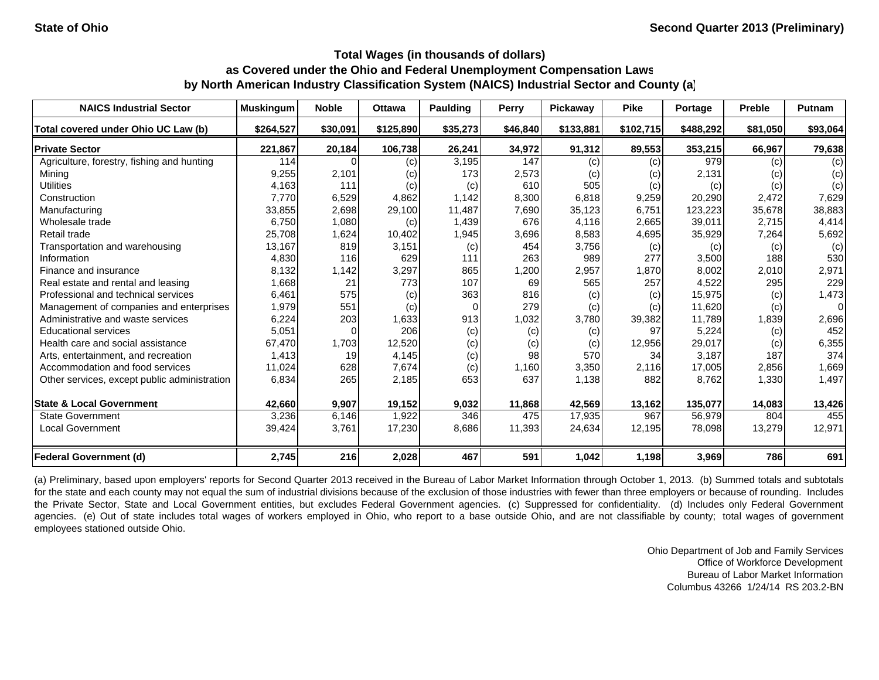State of Ohio | Second Quarter 2013 (Preliminary)

### Total Wages (in thousands of dollars)
### as Covered under the Ohio and Federal Unemployment Compensation Laws
### by North American Industry Classification System (NAICS) Industrial Sector and County (a)

| NAICS Industrial Sector | Muskingum | Noble | Ottawa | Paulding | Perry | Pickaway | Pike | Portage | Preble | Putnam |
|---|---|---|---|---|---|---|---|---|---|---|
| **Total covered under Ohio UC Law (b)** | **$264,527** | **$30,091** | **$125,890** | **$35,273** | **$46,840** | **$133,881** | **$102,715** | **$488,292** | **$81,050** | **$93,064** |
| **Private Sector** | **221,867** | **20,184** | **106,738** | **26,241** | **34,972** | **91,312** | **89,553** | **353,215** | **66,967** | **79,638** |
| Agriculture, forestry, fishing and hunting | 114 | 0 | (c) | 3,195 | 147 | (c) | (c) | 979 | (c) | (c) |
| Mining | 9,255 | 2,101 | (c) | 173 | 2,573 | (c) | (c) | 2,131 | (c) | (c) |
| Utilities | 4,163 | 111 | (c) | (c) | 610 | 505 | (c) | (c) | (c) | (c) |
| Construction | 7,770 | 6,529 | 4,862 | 1,142 | 8,300 | 6,818 | 9,259 | 20,290 | 2,472 | 7,629 |
| Manufacturing | 33,855 | 2,698 | 29,100 | 11,487 | 7,690 | 35,123 | 6,751 | 123,223 | 35,678 | 38,883 |
| Wholesale trade | 6,750 | 1,080 | (c) | 1,439 | 676 | 4,116 | 2,665 | 39,011 | 2,715 | 4,414 |
| Retail trade | 25,708 | 1,624 | 10,402 | 1,945 | 3,696 | 8,583 | 4,695 | 35,929 | 7,264 | 5,692 |
| Transportation and warehousing | 13,167 | 819 | 3,151 | (c) | 454 | 3,756 | (c) | (c) | (c) | (c) |
| Information | 4,830 | 116 | 629 | 111 | 263 | 989 | 277 | 3,500 | 188 | 530 |
| Finance and insurance | 8,132 | 1,142 | 3,297 | 865 | 1,200 | 2,957 | 1,870 | 8,002 | 2,010 | 2,971 |
| Real estate and rental and leasing | 1,668 | 21 | 773 | 107 | 69 | 565 | 257 | 4,522 | 295 | 229 |
| Professional and technical services | 6,461 | 575 | (c) | 363 | 816 | (c) | (c) | 15,975 | (c) | 1,473 |
| Management of companies and enterprises | 1,979 | 551 | (c) | 0 | 279 | (c) | (c) | 11,620 | (c) | 0 |
| Administrative and waste services | 6,224 | 203 | 1,633 | 913 | 1,032 | 3,780 | 39,382 | 11,789 | 1,839 | 2,696 |
| Educational services | 5,051 | 0 | 206 | (c) | (c) | (c) | 97 | 5,224 | (c) | 452 |
| Health care and social assistance | 67,470 | 1,703 | 12,520 | (c) | (c) | (c) | 12,956 | 29,017 | (c) | 6,355 |
| Arts, entertainment, and recreation | 1,413 | 19 | 4,145 | (c) | 98 | 570 | 34 | 3,187 | 187 | 374 |
| Accommodation and food services | 11,024 | 628 | 7,674 | (c) | 1,160 | 3,350 | 2,116 | 17,005 | 2,856 | 1,669 |
| Other services, except public administration | 6,834 | 265 | 2,185 | 653 | 637 | 1,138 | 882 | 8,762 | 1,330 | 1,497 |
| **State & Local Government** | **42,660** | **9,907** | **19,152** | **9,032** | **11,868** | **42,569** | **13,162** | **135,077** | **14,083** | **13,426** |
| State Government | 3,236 | 6,146 | 1,922 | 346 | 475 | 17,935 | 967 | 56,979 | 804 | 455 |
| Local Government | 39,424 | 3,761 | 17,230 | 8,686 | 11,393 | 24,634 | 12,195 | 78,098 | 13,279 | 12,971 |
| **Federal Government (d)** | **2,745** | **216** | **2,028** | **467** | **591** | **1,042** | **1,198** | **3,969** | **786** | **691** |

(a) Preliminary, based upon employers' reports for Second Quarter 2013 received in the Bureau of Labor Market Information through October 1, 2013. (b) Summed totals and subtotals for the state and each county may not equal the sum of industrial divisions because of the exclusion of those industries with fewer than three employers or because of rounding. Includes the Private Sector, State and Local Government entities, but excludes Federal Government agencies. (c) Suppressed for confidentiality. (d) Includes only Federal Government agencies. (e) Out of state includes total wages of workers employed in Ohio, who report to a base outside Ohio, and are not classifiable by county; total wages of government employees stationed outside Ohio.

Ohio Department of Job and Family Services
Office of Workforce Development
Bureau of Labor Market Information
Columbus 43266 1/24/14 RS 203.2-BN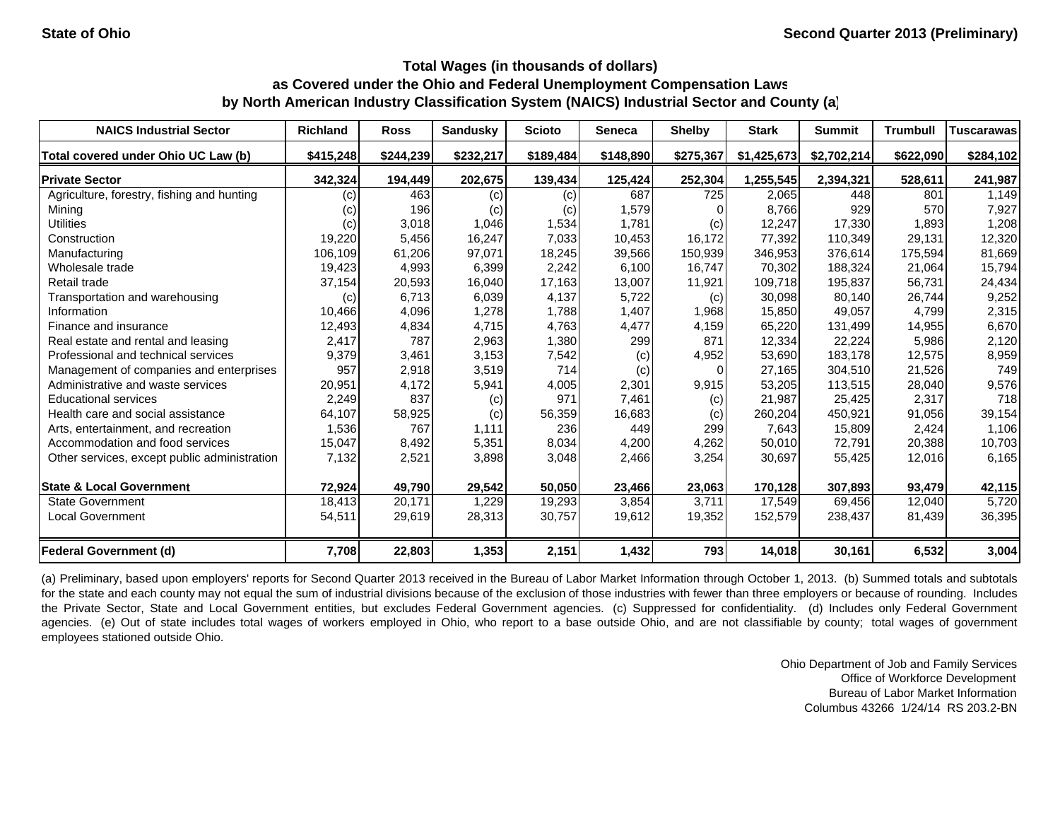State of Ohio

Second Quarter 2013 (Preliminary)

## Total Wages (in thousands of dollars) as Covered under the Ohio and Federal Unemployment Compensation Laws by North American Industry Classification System (NAICS) Industrial Sector and County (a)

| NAICS Industrial Sector | Richland | Ross | Sandusky | Scioto | Seneca | Shelby | Stark | Summit | Trumbull | Tuscarawas |
|---|---|---|---|---|---|---|---|---|---|---|
| Total covered under Ohio UC Law (b) | $415,248 | $244,239 | $232,217 | $189,484 | $148,890 | $275,367 | $1,425,673 | $2,702,214 | $622,090 | $284,102 |
| **Private Sector** | **342,324** | **194,449** | **202,675** | **139,434** | **125,424** | **252,304** | **1,255,545** | **2,394,321** | **528,611** | **241,987** |
| Agriculture, forestry, fishing and hunting | (c) | 463 | (c) | (c) | 687 | 725 | 2,065 | 448 | 801 | 1,149 |
| Mining | (c) | 196 | (c) | (c) | 1,579 | 0 | 8,766 | 929 | 570 | 7,927 |
| Utilities | (c) | 3,018 | 1,046 | 1,534 | 1,781 | (c) | 12,247 | 17,330 | 1,893 | 1,208 |
| Construction | 19,220 | 5,456 | 16,247 | 7,033 | 10,453 | 16,172 | 77,392 | 110,349 | 29,131 | 12,320 |
| Manufacturing | 106,109 | 61,206 | 97,071 | 18,245 | 39,566 | 150,939 | 346,953 | 376,614 | 175,594 | 81,669 |
| Wholesale trade | 19,423 | 4,993 | 6,399 | 2,242 | 6,100 | 16,747 | 70,302 | 188,324 | 21,064 | 15,794 |
| Retail trade | 37,154 | 20,593 | 16,040 | 17,163 | 13,007 | 11,921 | 109,718 | 195,837 | 56,731 | 24,434 |
| Transportation and warehousing | (c) | 6,713 | 6,039 | 4,137 | 5,722 | (c) | 30,098 | 80,140 | 26,744 | 9,252 |
| Information | 10,466 | 4,096 | 1,278 | 1,788 | 1,407 | 1,968 | 15,850 | 49,057 | 4,799 | 2,315 |
| Finance and insurance | 12,493 | 4,834 | 4,715 | 4,763 | 4,477 | 4,159 | 65,220 | 131,499 | 14,955 | 6,670 |
| Real estate and rental and leasing | 2,417 | 787 | 2,963 | 1,380 | 299 | 871 | 12,334 | 22,224 | 5,986 | 2,120 |
| Professional and technical services | 9,379 | 3,461 | 3,153 | 7,542 | (c) | 4,952 | 53,690 | 183,178 | 12,575 | 8,959 |
| Management of companies and enterprises | 957 | 2,918 | 3,519 | 714 | (c) | 0 | 27,165 | 304,510 | 21,526 | 749 |
| Administrative and waste services | 20,951 | 4,172 | 5,941 | 4,005 | 2,301 | 9,915 | 53,205 | 113,515 | 28,040 | 9,576 |
| Educational services | 2,249 | 837 | (c) | 971 | 7,461 | (c) | 21,987 | 25,425 | 2,317 | 718 |
| Health care and social assistance | 64,107 | 58,925 | (c) | 56,359 | 16,683 | (c) | 260,204 | 450,921 | 91,056 | 39,154 |
| Arts, entertainment, and recreation | 1,536 | 767 | 1,111 | 236 | 449 | 299 | 7,643 | 15,809 | 2,424 | 1,106 |
| Accommodation and food services | 15,047 | 8,492 | 5,351 | 8,034 | 4,200 | 4,262 | 50,010 | 72,791 | 20,388 | 10,703 |
| Other services, except public administration | 7,132 | 2,521 | 3,898 | 3,048 | 2,466 | 3,254 | 30,697 | 55,425 | 12,016 | 6,165 |
| **State & Local Government** | **72,924** | **49,790** | **29,542** | **50,050** | **23,466** | **23,063** | **170,128** | **307,893** | **93,479** | **42,115** |
| State Government | 18,413 | 20,171 | 1,229 | 19,293 | 3,854 | 3,711 | 17,549 | 69,456 | 12,040 | 5,720 |
| Local Government | 54,511 | 29,619 | 28,313 | 30,757 | 19,612 | 19,352 | 152,579 | 238,437 | 81,439 | 36,395 |
| **Federal Government (d)** | **7,708** | **22,803** | **1,353** | **2,151** | **1,432** | **793** | **14,018** | **30,161** | **6,532** | **3,004** |

(a) Preliminary, based upon employers' reports for Second Quarter 2013 received in the Bureau of Labor Market Information through October 1, 2013. (b) Summed totals and subtotals for the state and each county may not equal the sum of industrial divisions because of the exclusion of those industries with fewer than three employers or because of rounding. Includes the Private Sector, State and Local Government entities, but excludes Federal Government agencies. (c) Suppressed for confidentiality. (d) Includes only Federal Government agencies. (e) Out of state includes total wages of workers employed in Ohio, who report to a base outside Ohio, and are not classifiable by county; total wages of government employees stationed outside Ohio.

Ohio Department of Job and Family Services
Office of Workforce Development
Bureau of Labor Market Information
Columbus 43266 1/24/14 RS 203.2-BN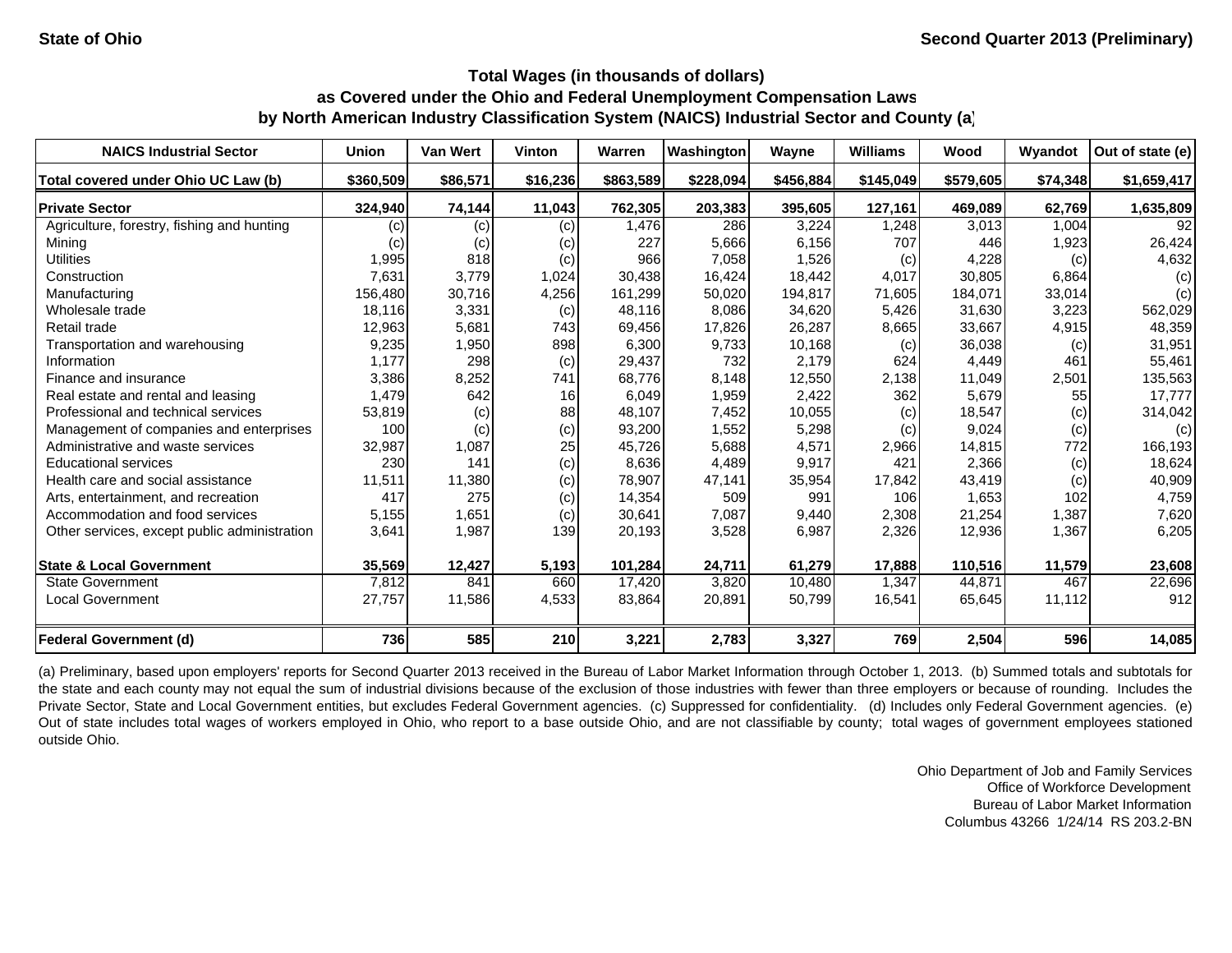State of Ohio | Second Quarter 2013 (Preliminary)

## Total Wages (in thousands of dollars) as Covered under the Ohio and Federal Unemployment Compensation Laws by North American Industry Classification System (NAICS) Industrial Sector and County (a)

| NAICS Industrial Sector | Union | Van Wert | Vinton | Warren | Washington | Wayne | Williams | Wood | Wyandot | Out of state (e) |
|---|---|---|---|---|---|---|---|---|---|---|
| **Total covered under Ohio UC Law (b)** | **$360,509** | **$86,571** | **$16,236** | **$863,589** | **$228,094** | **$456,884** | **$145,049** | **$579,605** | **$74,348** | **$1,659,417** |
| **Private Sector** | **324,940** | **74,144** | **11,043** | **762,305** | **203,383** | **395,605** | **127,161** | **469,089** | **62,769** | **1,635,809** |
| Agriculture, forestry, fishing and hunting | (c) | (c) | (c) | 1,476 | 286 | 3,224 | 1,248 | 3,013 | 1,004 | 92 |
| Mining | (c) | (c) | (c) | 227 | 5,666 | 6,156 | 707 | 446 | 1,923 | 26,424 |
| Utilities | 1,995 | 818 | (c) | 966 | 7,058 | 1,526 | (c) | 4,228 | (c) | 4,632 |
| Construction | 7,631 | 3,779 | 1,024 | 30,438 | 16,424 | 18,442 | 4,017 | 30,805 | 6,864 | (c) |
| Manufacturing | 156,480 | 30,716 | 4,256 | 161,299 | 50,020 | 194,817 | 71,605 | 184,071 | 33,014 | (c) |
| Wholesale trade | 18,116 | 3,331 | (c) | 48,116 | 8,086 | 34,620 | 5,426 | 31,630 | 3,223 | 562,029 |
| Retail trade | 12,963 | 5,681 | 743 | 69,456 | 17,826 | 26,287 | 8,665 | 33,667 | 4,915 | 48,359 |
| Transportation and warehousing | 9,235 | 1,950 | 898 | 6,300 | 9,733 | 10,168 | (c) | 36,038 | (c) | 31,951 |
| Information | 1,177 | 298 | (c) | 29,437 | 732 | 2,179 | 624 | 4,449 | 461 | 55,461 |
| Finance and insurance | 3,386 | 8,252 | 741 | 68,776 | 8,148 | 12,550 | 2,138 | 11,049 | 2,501 | 135,563 |
| Real estate and rental and leasing | 1,479 | 642 | 16 | 6,049 | 1,959 | 2,422 | 362 | 5,679 | 55 | 17,777 |
| Professional and technical services | 53,819 | (c) | 88 | 48,107 | 7,452 | 10,055 | (c) | 18,547 | (c) | 314,042 |
| Management of companies and enterprises | 100 | (c) | (c) | 93,200 | 1,552 | 5,298 | (c) | 9,024 | (c) | (c) |
| Administrative and waste services | 32,987 | 1,087 | 25 | 45,726 | 5,688 | 4,571 | 2,966 | 14,815 | 772 | 166,193 |
| Educational services | 230 | 141 | (c) | 8,636 | 4,489 | 9,917 | 421 | 2,366 | (c) | 18,624 |
| Health care and social assistance | 11,511 | 11,380 | (c) | 78,907 | 47,141 | 35,954 | 17,842 | 43,419 | (c) | 40,909 |
| Arts, entertainment, and recreation | 417 | 275 | (c) | 14,354 | 509 | 991 | 106 | 1,653 | 102 | 4,759 |
| Accommodation and food services | 5,155 | 1,651 | (c) | 30,641 | 7,087 | 9,440 | 2,308 | 21,254 | 1,387 | 7,620 |
| Other services, except public administration | 3,641 | 1,987 | 139 | 20,193 | 3,528 | 6,987 | 2,326 | 12,936 | 1,367 | 6,205 |
| **State & Local Government** | **35,569** | **12,427** | **5,193** | **101,284** | **24,711** | **61,279** | **17,888** | **110,516** | **11,579** | **23,608** |
| State Government | 7,812 | 841 | 660 | 17,420 | 3,820 | 10,480 | 1,347 | 44,871 | 467 | 22,696 |
| Local Government | 27,757 | 11,586 | 4,533 | 83,864 | 20,891 | 50,799 | 16,541 | 65,645 | 11,112 | 912 |
| **Federal Government (d)** | **736** | **585** | **210** | **3,221** | **2,783** | **3,327** | **769** | **2,504** | **596** | **14,085** |

(a) Preliminary, based upon employers' reports for Second Quarter 2013 received in the Bureau of Labor Market Information through October 1, 2013. (b) Summed totals and subtotals for the state and each county may not equal the sum of industrial divisions because of the exclusion of those industries with fewer than three employers or because of rounding. Includes the Private Sector, State and Local Government entities, but excludes Federal Government agencies. (c) Suppressed for confidentiality. (d) Includes only Federal Government agencies. (e) Out of state includes total wages of workers employed in Ohio, who report to a base outside Ohio, and are not classifiable by county; total wages of government employees stationed outside Ohio.

Ohio Department of Job and Family Services
Office of Workforce Development
Bureau of Labor Market Information
Columbus 43266 1/24/14 RS 203.2-BN